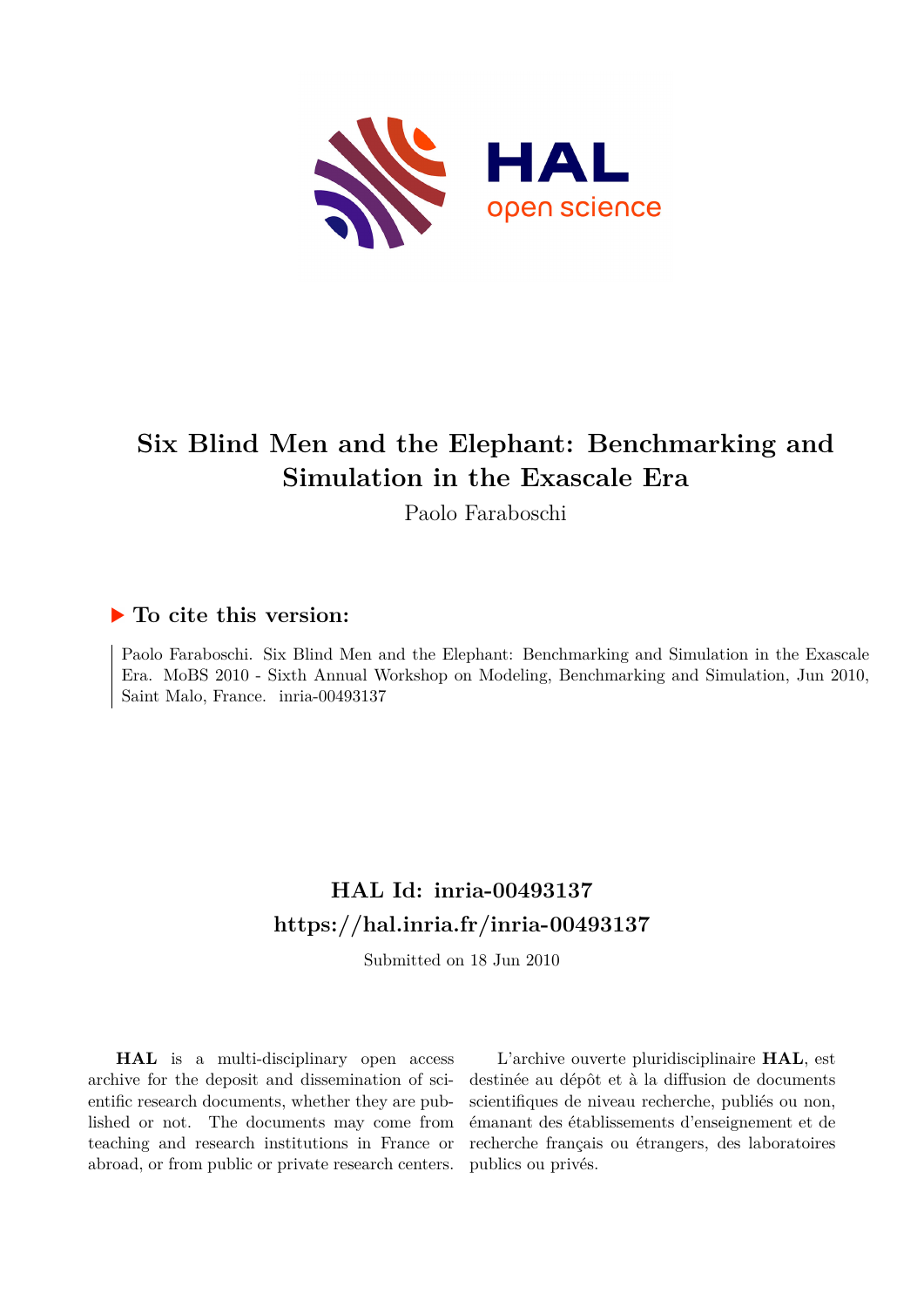# Six Blind Men and the Elephant: Benchmarking and Simulation in the Exascale Era

Paolo Faraboschi

## ▶ To cite this version:

Paolo Faraboschi. Six Blind Men and the Elephant: Benchmarking and Simulation in the Exascale Era. MoBS 2010 - Sixth Annual Workshop on Modeling, Benchmarking and Simulation, Jun 2010, Saint Malo, France. inria-00493137

## HAL Id: inria-00493137
## https://hal.inria.fr/inria-00493137

Submitted on 18 Jun 2010

**HAL** is a multi-disciplinary open access archive for the deposit and dissemination of scientific research documents, whether they are published or not. The documents may come from teaching and research institutions in France or abroad, or from public or private research centers.

L'archive ouverte pluridisciplinaire **HAL**, est destinée au dépôt et à la diffusion de documents scientifiques de niveau recherche, publiés ou non, émanant des établissements d'enseignement et de recherche français ou étrangers, des laboratoires publics ou privés.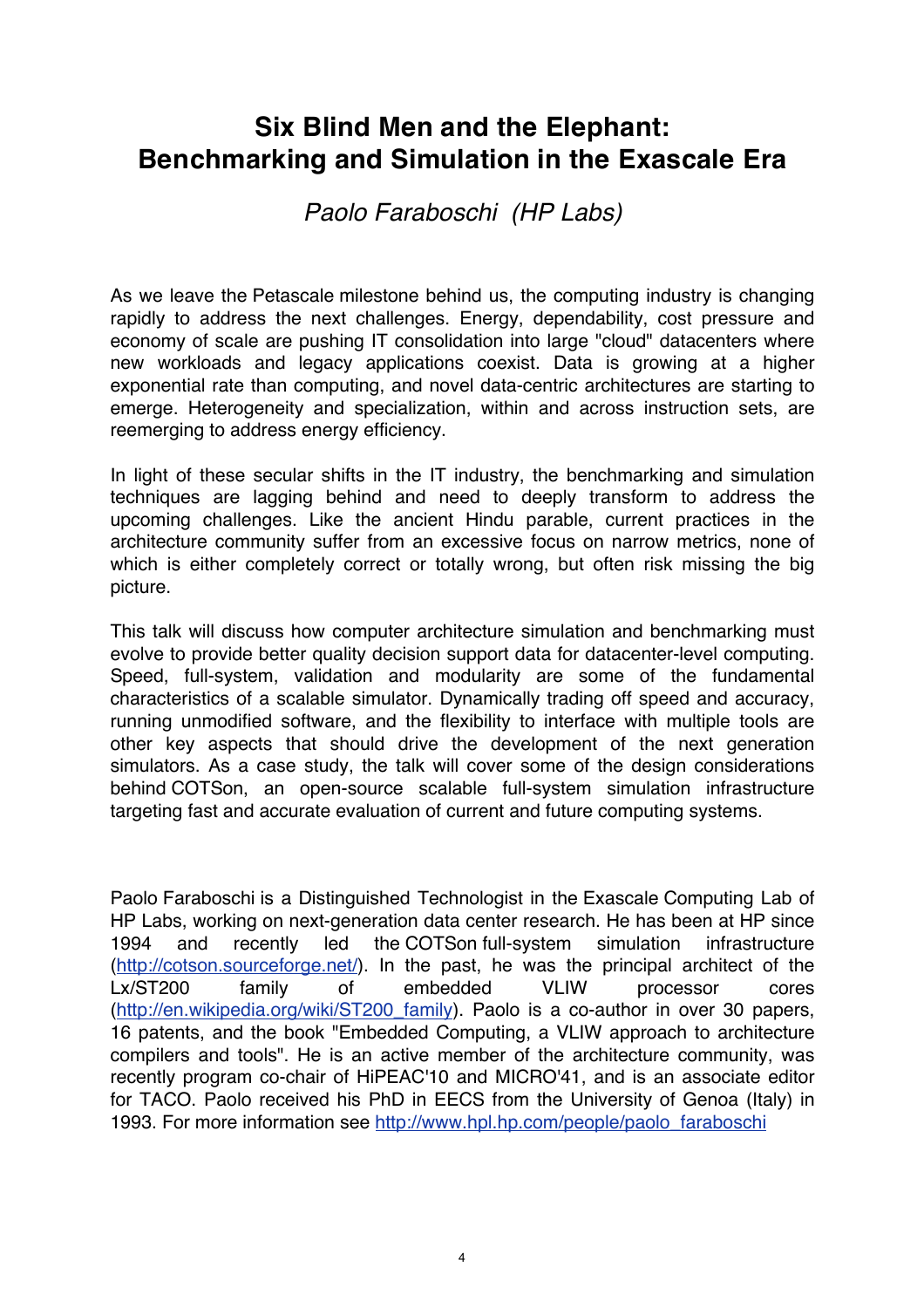# Six Blind Men and the Elephant: Benchmarking and Simulation in the Exascale Era

*Paolo Faraboschi (HP Labs)*

As we leave the Petascale milestone behind us, the computing industry is changing rapidly to address the next challenges. Energy, dependability, cost pressure and economy of scale are pushing IT consolidation into large "cloud" datacenters where new workloads and legacy applications coexist. Data is growing at a higher exponential rate than computing, and novel data-centric architectures are starting to emerge. Heterogeneity and specialization, within and across instruction sets, are reemerging to address energy efficiency.

In light of these secular shifts in the IT industry, the benchmarking and simulation techniques are lagging behind and need to deeply transform to address the upcoming challenges. Like the ancient Hindu parable, current practices in the architecture community suffer from an excessive focus on narrow metrics, none of which is either completely correct or totally wrong, but often risk missing the big picture.

This talk will discuss how computer architecture simulation and benchmarking must evolve to provide better quality decision support data for datacenter-level computing. Speed, full-system, validation and modularity are some of the fundamental characteristics of a scalable simulator. Dynamically trading off speed and accuracy, running unmodified software, and the flexibility to interface with multiple tools are other key aspects that should drive the development of the next generation simulators. As a case study, the talk will cover some of the design considerations behind COTSon, an open-source scalable full-system simulation infrastructure targeting fast and accurate evaluation of current and future computing systems.

Paolo Faraboschi is a Distinguished Technologist in the Exascale Computing Lab of HP Labs, working on next-generation data center research. He has been at HP since 1994 and recently led the COTSon full-system simulation infrastructure (http://cotson.sourceforge.net/). In the past, he was the principal architect of the Lx/ST200 family of embedded VLIW processor cores (http://en.wikipedia.org/wiki/ST200_family). Paolo is a co-author in over 30 papers, 16 patents, and the book "Embedded Computing, a VLIW approach to architecture compilers and tools". He is an active member of the architecture community, was recently program co-chair of HiPEAC'10 and MICRO'41, and is an associate editor for TACO. Paolo received his PhD in EECS from the University of Genoa (Italy) in 1993. For more information see http://www.hpl.hp.com/people/paolo_faraboschi